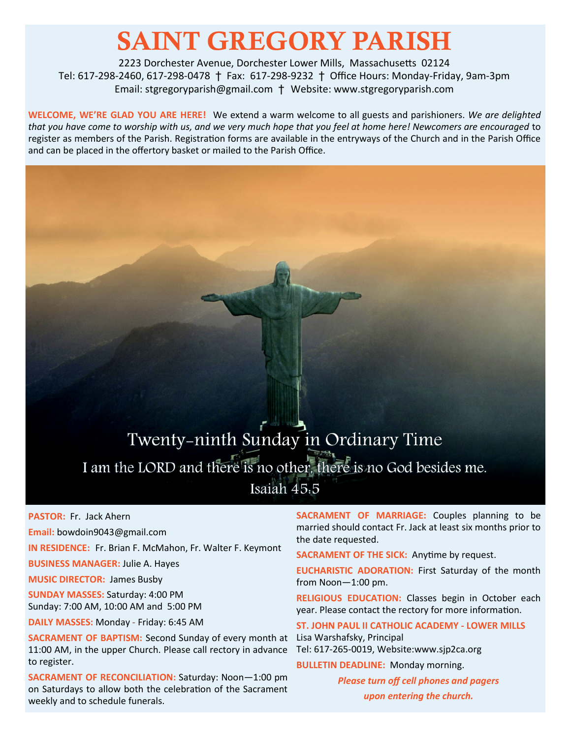# SAINT GREGORY PARISH

2223 Dorchester Avenue, Dorchester Lower Mills, Massachusetts 02124
Tel: 617-298-2460, 617-298-0478 † Fax: 617-298-9232 † Office Hours: Monday-Friday, 9am-3pm
Email: stgregoryparish@gmail.com † Website: www.stgregoryparish.com

**WELCOME, WE'RE GLAD YOU ARE HERE!** We extend a warm welcome to all guests and parishioners. *We are delighted that you have come to worship with us, and we very much hope that you feel at home here! Newcomers are encouraged* to register as members of the Parish. Registration forms are available in the entryways of the Church and in the Parish Office and can be placed in the offertory basket or mailed to the Parish Office.

## Twenty-ninth Sunday in Ordinary Time

I am the LORD and there is no other, there is no God besides me.
Isaiah 45:5

**PASTOR:** Fr. Jack Ahern

**Email:** bowdoin9043@gmail.com

**IN RESIDENCE:** Fr. Brian F. McMahon, Fr. Walter F. Keymont

**BUSINESS MANAGER:** Julie A. Hayes

**MUSIC DIRECTOR:** James Busby

**SUNDAY MASSES:** Saturday: 4:00 PM
Sunday: 7:00 AM, 10:00 AM and 5:00 PM

**DAILY MASSES:** Monday - Friday: 6:45 AM

**SACRAMENT OF BAPTISM:** Second Sunday of every month at 11:00 AM, in the upper Church. Please call rectory in advance to register.

**SACRAMENT OF RECONCILIATION:** Saturday: Noon—1:00 pm on Saturdays to allow both the celebration of the Sacrament weekly and to schedule funerals.

**SACRAMENT OF MARRIAGE:** Couples planning to be married should contact Fr. Jack at least six months prior to the date requested.

**SACRAMENT OF THE SICK:** Anytime by request.

**EUCHARISTIC ADORATION:** First Saturday of the month from Noon—1:00 pm.

**RELIGIOUS EDUCATION:** Classes begin in October each year. Please contact the rectory for more information.

**ST. JOHN PAUL II CATHOLIC ACADEMY - LOWER MILLS**
Lisa Warshafsky, Principal
Tel: 617-265-0019, Website:www.sjp2ca.org

**BULLETIN DEADLINE:** Monday morning.

***Please turn off cell phones and pagers upon entering the church.***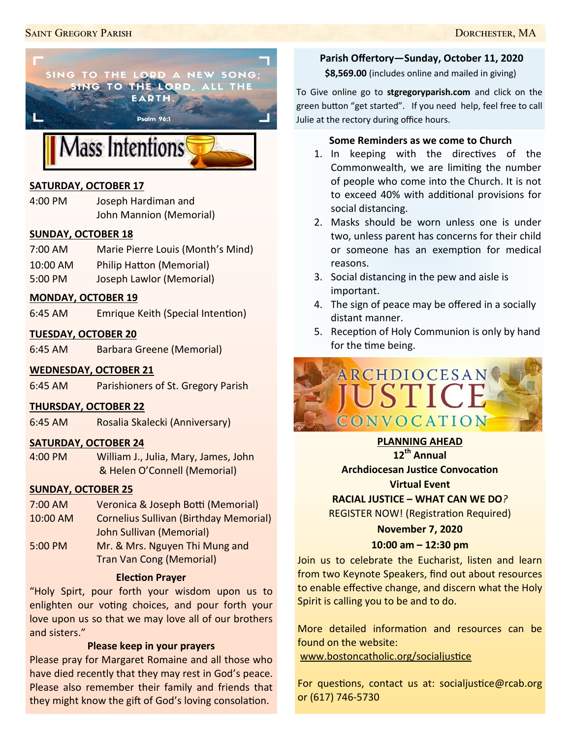SING TO THE LORD A NEW SONG; SING TO THE LORD, ALL THE EARTH.

Psalm 96:1

# Mass Intentions

**SATURDAY, OCTOBER 17**

4:00 PM Joseph Hardiman and John Mannion (Memorial)

**SUNDAY, OCTOBER 18**

7:00 AM Marie Pierre Louis (Month's Mind)

10:00 AM Philip Hatton (Memorial)

5:00 PM Joseph Lawlor (Memorial)

**MONDAY, OCTOBER 19**

6:45 AM Emrique Keith (Special Intention)

**TUESDAY, OCTOBER 20**

6:45 AM Barbara Greene (Memorial)

**WEDNESDAY, OCTOBER 21**

6:45 AM Parishioners of St. Gregory Parish

**THURSDAY, OCTOBER 22**

6:45 AM Rosalia Skalecki (Anniversary)

**SATURDAY, OCTOBER 24**

4:00 PM William J., Julia, Mary, James, John & Helen O'Connell (Memorial)

**SUNDAY, OCTOBER 25**

7:00 AM Veronica & Joseph Botti (Memorial)

10:00 AM Cornelius Sullivan (Birthday Memorial) John Sullivan (Memorial)

5:00 PM Mr. & Mrs. Nguyen Thi Mung and Tran Van Cong (Memorial)

**Election Prayer**

"Holy Spirt, pour forth your wisdom upon us to enlighten our voting choices, and pour forth your love upon us so that we may love all of our brothers and sisters."

**Please keep in your prayers**

Please pray for Margaret Romaine and all those who have died recently that they may rest in God's peace. Please also remember their family and friends that they might know the gift of God's loving consolation.

**Parish Offertory—Sunday, October 11, 2020**

**$8,569.00** (includes online and mailed in giving)

To Give online go to **stgregoryparish.com** and click on the green button "get started". If you need help, feel free to call Julie at the rectory during office hours.

**Some Reminders as we come to Church**

1. In keeping with the directives of the Commonwealth, we are limiting the number of people who come into the Church. It is not to exceed 40% with additional provisions for social distancing.
2. Masks should be worn unless one is under two, unless parent has concerns for their child or someone has an exemption for medical reasons.
3. Social distancing in the pew and aisle is important.
4. The sign of peace may be offered in a socially distant manner.
5. Reception of Holy Communion is only by hand for the time being.

ARCHDIOCESAN JUSTICE CONVOCATION

**PLANNING AHEAD**

**12th Annual**

**Archdiocesan Justice Convocation**

**Virtual Event**

**RACIAL JUSTICE – WHAT CAN WE DO?**

REGISTER NOW! (Registration Required)

**November 7, 2020**

**10:00 am – 12:30 pm**

Join us to celebrate the Eucharist, listen and learn from two Keynote Speakers, find out about resources to enable effective change, and discern what the Holy Spirit is calling you to be and to do.

More detailed information and resources can be found on the website:
www.bostoncatholic.org/socialjustice

For questions, contact us at: socialjustice@rcab.org or (617) 746-5730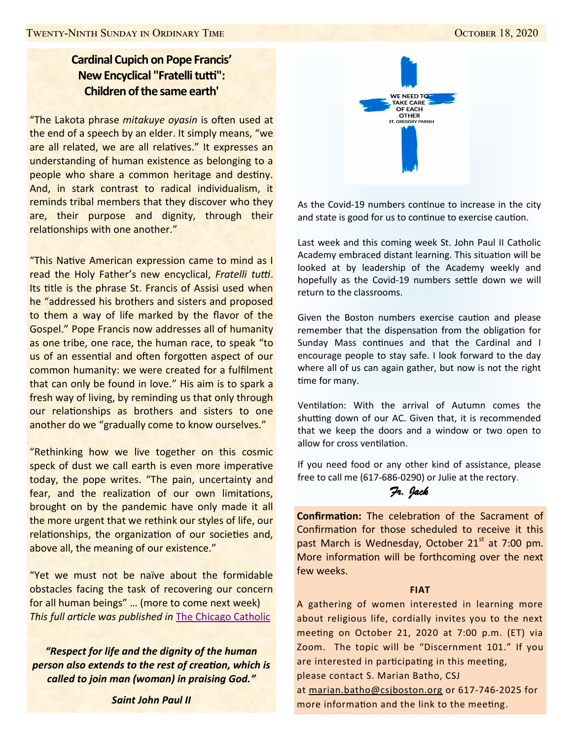## Cardinal Cupich on Pope Francis' New Encyclical "Fratelli tutti": Children of the same earth'

"The Lakota phrase *mitakuye oyasin* is often used at the end of a speech by an elder. It simply means, "we are all related, we are all relatives." It expresses an understanding of human existence as belonging to a people who share a common heritage and destiny. And, in stark contrast to radical individualism, it reminds tribal members that they discover who they are, their purpose and dignity, through their relationships with one another."

"This Native American expression came to mind as I read the Holy Father's new encyclical, *Fratelli tutti*. Its title is the phrase St. Francis of Assisi used when he "addressed his brothers and sisters and proposed to them a way of life marked by the flavor of the Gospel." Pope Francis now addresses all of humanity as one tribe, one race, the human race, to speak "to us of an essential and often forgotten aspect of our common humanity: we were created for a fulfilment that can only be found in love." His aim is to spark a fresh way of living, by reminding us that only through our relationships as brothers and sisters to one another do we "gradually come to know ourselves.""

"Rethinking how we live together on this cosmic speck of dust we call earth is even more imperative today, the pope writes. "The pain, uncertainty and fear, and the realization of our own limitations, brought on by the pandemic have only made it all the more urgent that we rethink our styles of life, our relationships, the organization of our societies and, above all, the meaning of our existence.""

"Yet we must not be naïve about the formidable obstacles facing the task of recovering our concern for all human beings" … (more to come next week)
*This full article was published in* The Chicago Catholic

***"Respect for life and the dignity of the human person also extends to the rest of creation, which is called to join man (woman) in praising God."***

***Saint John Paul II***

WE NEED TO TAKE CARE OF EACH OTHER
ST. GREGORY PARISH

As the Covid-19 numbers continue to increase in the city and state is good for us to continue to exercise caution.

Last week and this coming week St. John Paul II Catholic Academy embraced distant learning. This situation will be looked at by leadership of the Academy weekly and hopefully as the Covid-19 numbers settle down we will return to the classrooms.

Given the Boston numbers exercise caution and please remember that the dispensation from the obligation for Sunday Mass continues and that the Cardinal and I encourage people to stay safe. I look forward to the day where all of us can again gather, but now is not the right time for many.

Ventilation: With the arrival of Autumn comes the shutting down of our AC. Given that, it is recommended that we keep the doors and a window or two open to allow for cross ventilation.

If you need food or any other kind of assistance, please free to call me (617-686-0290) or Julie at the rectory.

*Fr. Jack*

**Confirmation:** The celebration of the Sacrament of Confirmation for those scheduled to receive it this past March is Wednesday, October 21st at 7:00 pm. More information will be forthcoming over the next few weeks.

**FIAT**

A gathering of women interested in learning more about religious life, cordially invites you to the next meeting on October 21, 2020 at 7:00 p.m. (ET) via Zoom. The topic will be "Discernment 101." If you are interested in participating in this meeting, please contact S. Marian Batho, CSJ at marian.batho@csjboston.org or 617-746-2025 for more information and the link to the meeting.